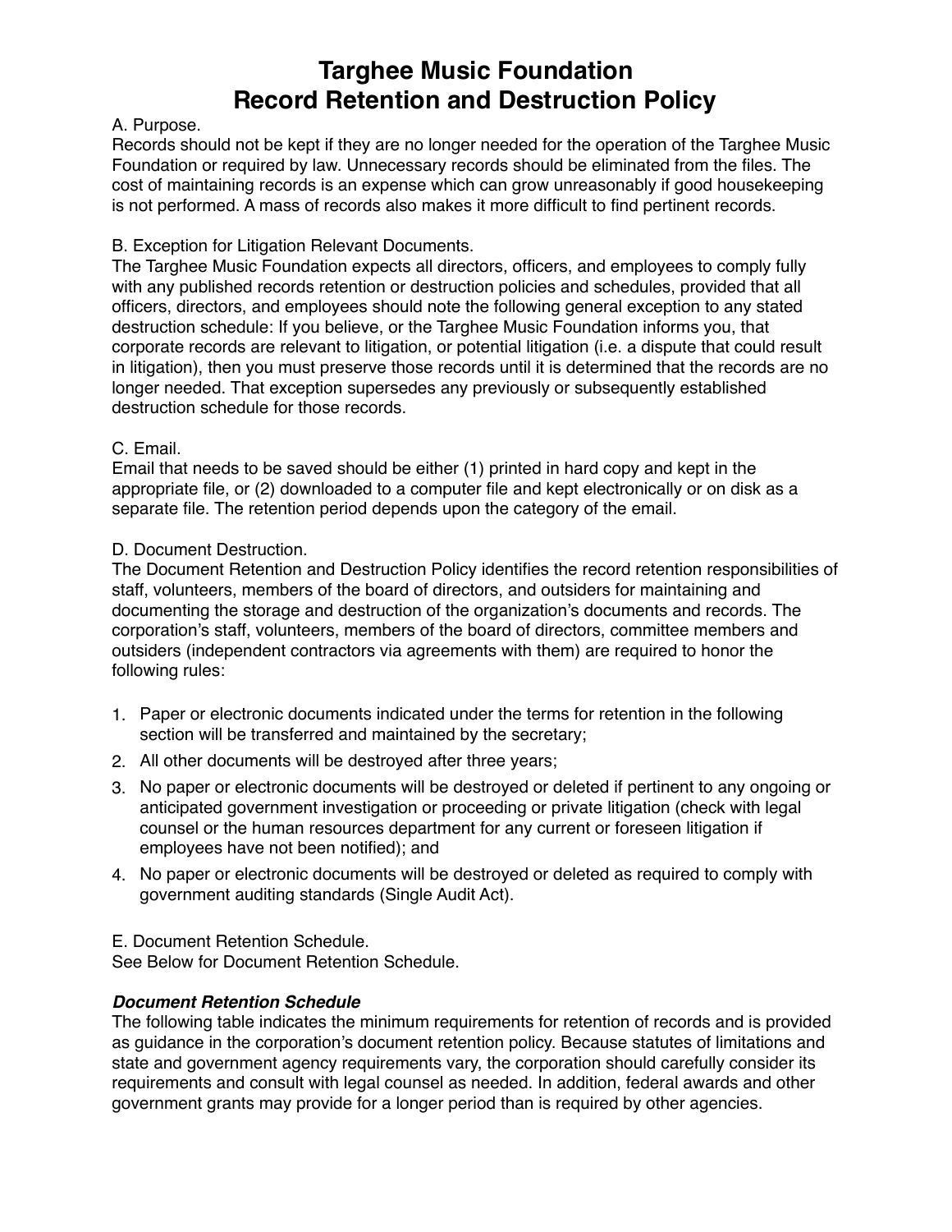# Targhee Music Foundation
# Record Retention and Destruction Policy

A. Purpose.
Records should not be kept if they are no longer needed for the operation of the Targhee Music Foundation or required by law. Unnecessary records should be eliminated from the files. The cost of maintaining records is an expense which can grow unreasonably if good housekeeping is not performed. A mass of records also makes it more difficult to find pertinent records.

B. Exception for Litigation Relevant Documents.
The Targhee Music Foundation expects all directors, officers, and employees to comply fully with any published records retention or destruction policies and schedules, provided that all officers, directors, and employees should note the following general exception to any stated destruction schedule: If you believe, or the Targhee Music Foundation informs you, that corporate records are relevant to litigation, or potential litigation (i.e. a dispute that could result in litigation), then you must preserve those records until it is determined that the records are no longer needed. That exception supersedes any previously or subsequently established destruction schedule for those records.

C. Email.
Email that needs to be saved should be either (1) printed in hard copy and kept in the appropriate file, or (2) downloaded to a computer file and kept electronically or on disk as a separate file. The retention period depends upon the category of the email.

D. Document Destruction.
The Document Retention and Destruction Policy identifies the record retention responsibilities of staff, volunteers, members of the board of directors, and outsiders for maintaining and documenting the storage and destruction of the organization's documents and records. The corporation's staff, volunteers, members of the board of directors, committee members and outsiders (independent contractors via agreements with them) are required to honor the following rules:

1. Paper or electronic documents indicated under the terms for retention in the following section will be transferred and maintained by the secretary;
2. All other documents will be destroyed after three years;
3. No paper or electronic documents will be destroyed or deleted if pertinent to any ongoing or anticipated government investigation or proceeding or private litigation (check with legal counsel or the human resources department for any current or foreseen litigation if employees have not been notified); and
4. No paper or electronic documents will be destroyed or deleted as required to comply with government auditing standards (Single Audit Act).

E. Document Retention Schedule.
See Below for Document Retention Schedule.

***Document Retention Schedule***

The following table indicates the minimum requirements for retention of records and is provided as guidance in the corporation's document retention policy. Because statutes of limitations and state and government agency requirements vary, the corporation should carefully consider its requirements and consult with legal counsel as needed. In addition, federal awards and other government grants may provide for a longer period than is required by other agencies.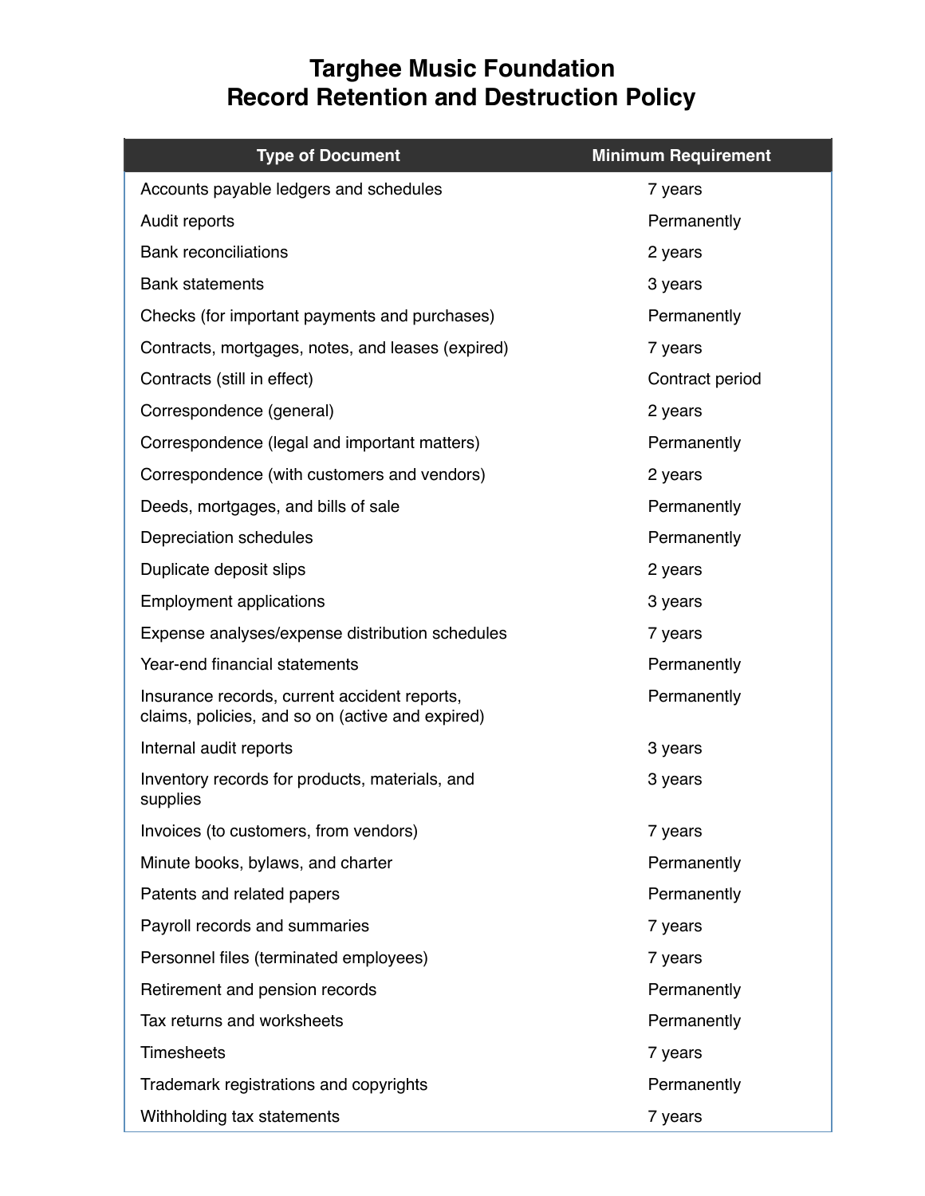# Targhee Music Foundation
# Record Retention and Destruction Policy

| Type of Document | Minimum Requirement |
|---|---|
| Accounts payable ledgers and schedules | 7 years |
| Audit reports | Permanently |
| Bank reconciliations | 2 years |
| Bank statements | 3 years |
| Checks (for important payments and purchases) | Permanently |
| Contracts, mortgages, notes, and leases (expired) | 7 years |
| Contracts (still in effect) | Contract period |
| Correspondence (general) | 2 years |
| Correspondence (legal and important matters) | Permanently |
| Correspondence (with customers and vendors) | 2 years |
| Deeds, mortgages, and bills of sale | Permanently |
| Depreciation schedules | Permanently |
| Duplicate deposit slips | 2 years |
| Employment applications | 3 years |
| Expense analyses/expense distribution schedules | 7 years |
| Year-end financial statements | Permanently |
| Insurance records, current accident reports, claims, policies, and so on (active and expired) | Permanently |
| Internal audit reports | 3 years |
| Inventory records for products, materials, and supplies | 3 years |
| Invoices (to customers, from vendors) | 7 years |
| Minute books, bylaws, and charter | Permanently |
| Patents and related papers | Permanently |
| Payroll records and summaries | 7 years |
| Personnel files (terminated employees) | 7 years |
| Retirement and pension records | Permanently |
| Tax returns and worksheets | Permanently |
| Timesheets | 7 years |
| Trademark registrations and copyrights | Permanently |
| Withholding tax statements | 7 years |